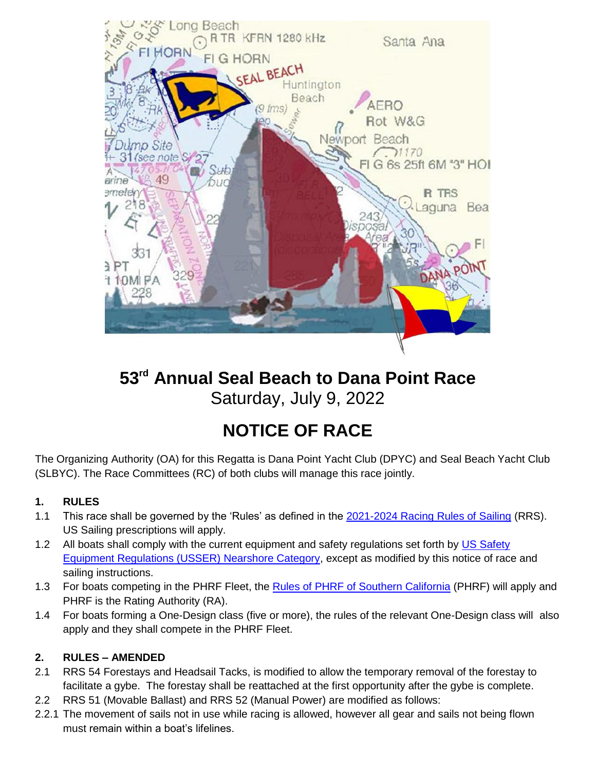# 53rd Annual Seal Beach to Dana Point Race

Saturday, July 9, 2022

# NOTICE OF RACE

The Organizing Authority (OA) for this Regatta is Dana Point Yacht Club (DPYC) and Seal Beach Yacht Club (SLBYC). The Race Committees (RC) of both clubs will manage this race jointly.

## 1. RULES

1.1 This race shall be governed by the 'Rules' as defined in the 2021-2024 Racing Rules of Sailing (RRS). US Sailing prescriptions will apply.

1.2 All boats shall comply with the current equipment and safety regulations set forth by US Safety Equipment Regulations (USSER) Nearshore Category, except as modified by this notice of race and sailing instructions.

1.3 For boats competing in the PHRF Fleet, the Rules of PHRF of Southern California (PHRF) will apply and PHRF is the Rating Authority (RA).

1.4 For boats forming a One-Design class (five or more), the rules of the relevant One-Design class will also apply and they shall compete in the PHRF Fleet.

## 2. RULES – AMENDED

2.1 RRS 54 Forestays and Headsail Tacks, is modified to allow the temporary removal of the forestay to facilitate a gybe. The forestay shall be reattached at the first opportunity after the gybe is complete.

2.2 RRS 51 (Movable Ballast) and RRS 52 (Manual Power) are modified as follows:

2.2.1 The movement of sails not in use while racing is allowed, however all gear and sails not being flown must remain within a boat's lifelines.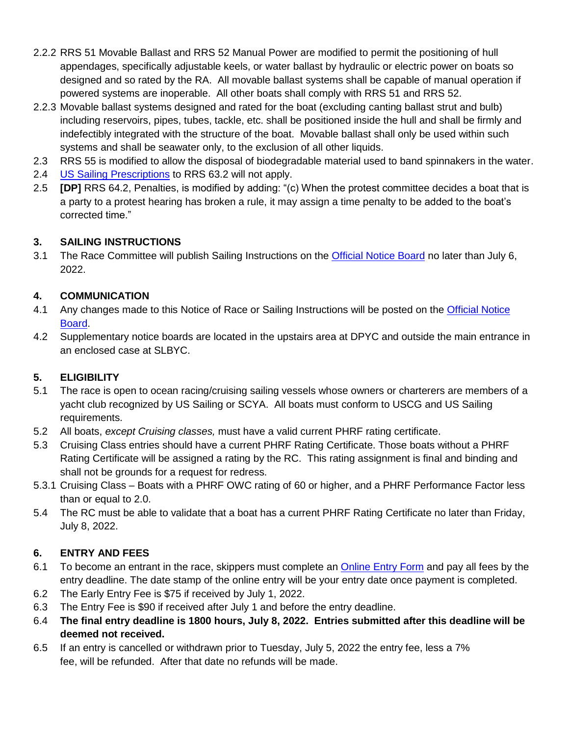2.2.2 RRS 51 Movable Ballast and RRS 52 Manual Power are modified to permit the positioning of hull appendages, specifically adjustable keels, or water ballast by hydraulic or electric power on boats so designed and so rated by the RA. All movable ballast systems shall be capable of manual operation if powered systems are inoperable. All other boats shall comply with RRS 51 and RRS 52.

2.2.3 Movable ballast systems designed and rated for the boat (excluding canting ballast strut and bulb) including reservoirs, pipes, tubes, tackle, etc. shall be positioned inside the hull and shall be firmly and indefectibly integrated with the structure of the boat. Movable ballast shall only be used within such systems and shall be seawater only, to the exclusion of all other liquids.

2.3 RRS 55 is modified to allow the disposal of biodegradable material used to band spinnakers in the water.

2.4 US Sailing Prescriptions to RRS 63.2 will not apply.

2.5 **[DP]** RRS 64.2, Penalties, is modified by adding: "(c) When the protest committee decides a boat that is a party to a protest hearing has broken a rule, it may assign a time penalty to be added to the boat's corrected time."

## 3. SAILING INSTRUCTIONS

3.1 The Race Committee will publish Sailing Instructions on the Official Notice Board no later than July 6, 2022.

## 4. COMMUNICATION

4.1 Any changes made to this Notice of Race or Sailing Instructions will be posted on the Official Notice Board.

4.2 Supplementary notice boards are located in the upstairs area at DPYC and outside the main entrance in an enclosed case at SLBYC.

## 5. ELIGIBILITY

5.1 The race is open to ocean racing/cruising sailing vessels whose owners or charterers are members of a yacht club recognized by US Sailing or SCYA. All boats must conform to USCG and US Sailing requirements.

5.2 All boats, *except Cruising classes,* must have a valid current PHRF rating certificate.

5.3 Cruising Class entries should have a current PHRF Rating Certificate. Those boats without a PHRF Rating Certificate will be assigned a rating by the RC. This rating assignment is final and binding and shall not be grounds for a request for redress.

5.3.1 Cruising Class – Boats with a PHRF OWC rating of 60 or higher, and a PHRF Performance Factor less than or equal to 2.0.

5.4 The RC must be able to validate that a boat has a current PHRF Rating Certificate no later than Friday, July 8, 2022.

## 6. ENTRY AND FEES

6.1 To become an entrant in the race, skippers must complete an Online Entry Form and pay all fees by the entry deadline. The date stamp of the online entry will be your entry date once payment is completed.

6.2 The Early Entry Fee is $75 if received by July 1, 2022.

6.3 The Entry Fee is $90 if received after July 1 and before the entry deadline.

6.4 **The final entry deadline is 1800 hours, July 8, 2022. Entries submitted after this deadline will be deemed not received.**

6.5 If an entry is cancelled or withdrawn prior to Tuesday, July 5, 2022 the entry fee, less a 7% fee, will be refunded. After that date no refunds will be made.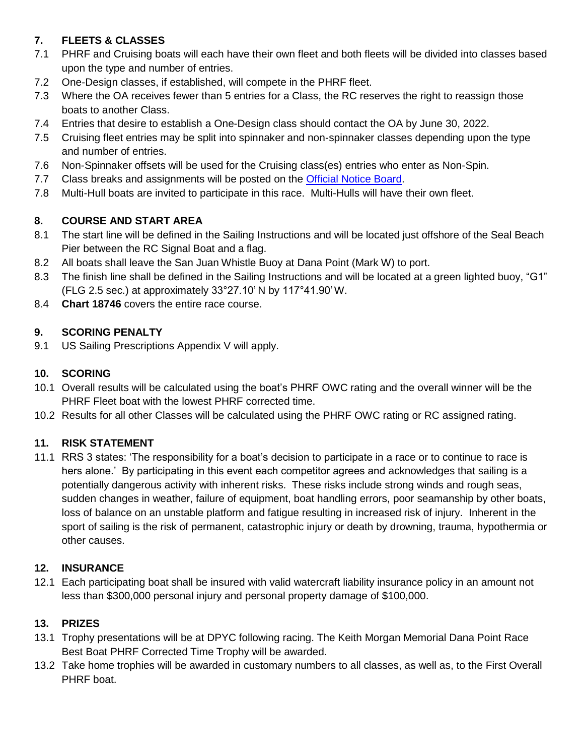## 7. FLEETS & CLASSES

7.1 PHRF and Cruising boats will each have their own fleet and both fleets will be divided into classes based upon the type and number of entries.

7.2 One-Design classes, if established, will compete in the PHRF fleet.

7.3 Where the OA receives fewer than 5 entries for a Class, the RC reserves the right to reassign those boats to another Class.

7.4 Entries that desire to establish a One-Design class should contact the OA by June 30, 2022.

7.5 Cruising fleet entries may be split into spinnaker and non-spinnaker classes depending upon the type and number of entries.

7.6 Non-Spinnaker offsets will be used for the Cruising class(es) entries who enter as Non-Spin.

7.7 Class breaks and assignments will be posted on the Official Notice Board.

7.8 Multi-Hull boats are invited to participate in this race. Multi-Hulls will have their own fleet.

## 8. COURSE AND START AREA

8.1 The start line will be defined in the Sailing Instructions and will be located just offshore of the Seal Beach Pier between the RC Signal Boat and a flag.

8.2 All boats shall leave the San Juan Whistle Buoy at Dana Point (Mark W) to port.

8.3 The finish line shall be defined in the Sailing Instructions and will be located at a green lighted buoy, "G1" (FLG 2.5 sec.) at approximately 33°27.10' N by 117°41.90' W.

8.4 **Chart 18746** covers the entire race course.

## 9. SCORING PENALTY

9.1 US Sailing Prescriptions Appendix V will apply.

## 10. SCORING

10.1 Overall results will be calculated using the boat's PHRF OWC rating and the overall winner will be the PHRF Fleet boat with the lowest PHRF corrected time.

10.2 Results for all other Classes will be calculated using the PHRF OWC rating or RC assigned rating.

## 11. RISK STATEMENT

11.1 RRS 3 states: 'The responsibility for a boat's decision to participate in a race or to continue to race is hers alone.' By participating in this event each competitor agrees and acknowledges that sailing is a potentially dangerous activity with inherent risks. These risks include strong winds and rough seas, sudden changes in weather, failure of equipment, boat handling errors, poor seamanship by other boats, loss of balance on an unstable platform and fatigue resulting in increased risk of injury. Inherent in the sport of sailing is the risk of permanent, catastrophic injury or death by drowning, trauma, hypothermia or other causes.

## 12. INSURANCE

12.1 Each participating boat shall be insured with valid watercraft liability insurance policy in an amount not less than $300,000 personal injury and personal property damage of $100,000.

## 13. PRIZES

13.1 Trophy presentations will be at DPYC following racing. The Keith Morgan Memorial Dana Point Race Best Boat PHRF Corrected Time Trophy will be awarded.

13.2 Take home trophies will be awarded in customary numbers to all classes, as well as, to the First Overall PHRF boat.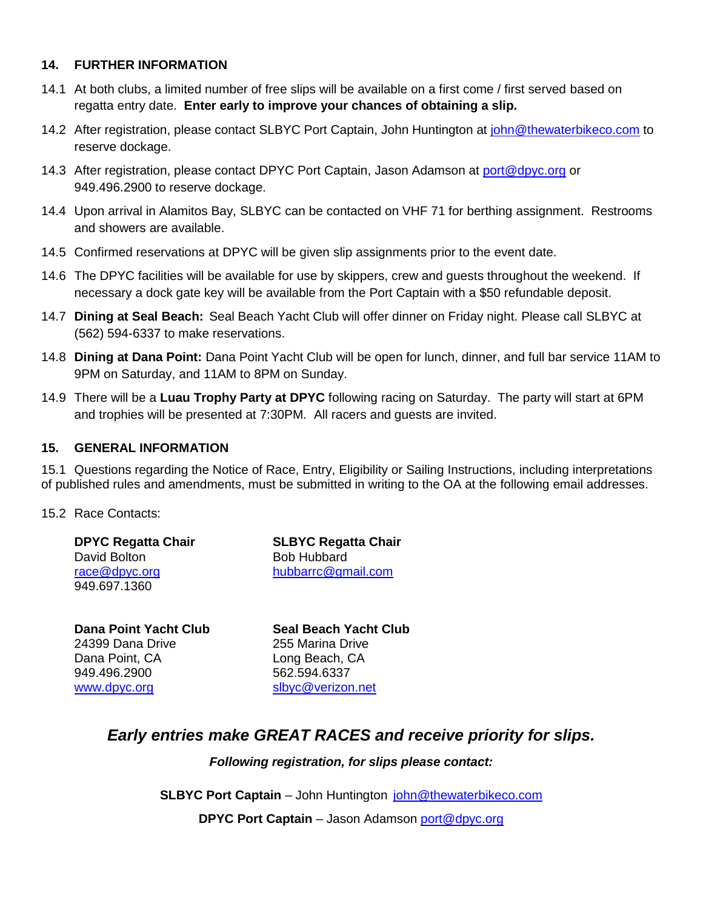## 14. FURTHER INFORMATION

14.1 At both clubs, a limited number of free slips will be available on a first come / first served based on regatta entry date. **Enter early to improve your chances of obtaining a slip.**

14.2 After registration, please contact SLBYC Port Captain, John Huntington at john@thewaterbikeco.com to reserve dockage.

14.3 After registration, please contact DPYC Port Captain, Jason Adamson at port@dpyc.org or 949.496.2900 to reserve dockage.

14.4 Upon arrival in Alamitos Bay, SLBYC can be contacted on VHF 71 for berthing assignment. Restrooms and showers are available.

14.5 Confirmed reservations at DPYC will be given slip assignments prior to the event date.

14.6 The DPYC facilities will be available for use by skippers, crew and guests throughout the weekend. If necessary a dock gate key will be available from the Port Captain with a $50 refundable deposit.

14.7 **Dining at Seal Beach:** Seal Beach Yacht Club will offer dinner on Friday night. Please call SLBYC at (562) 594-6337 to make reservations.

14.8 **Dining at Dana Point:** Dana Point Yacht Club will be open for lunch, dinner, and full bar service 11AM to 9PM on Saturday, and 11AM to 8PM on Sunday.

14.9 There will be a **Luau Trophy Party at DPYC** following racing on Saturday. The party will start at 6PM and trophies will be presented at 7:30PM. All racers and guests are invited.

## 15. GENERAL INFORMATION

15.1 Questions regarding the Notice of Race, Entry, Eligibility or Sailing Instructions, including interpretations of published rules and amendments, must be submitted in writing to the OA at the following email addresses.

15.2 Race Contacts:

**DPYC Regatta Chair**
David Bolton
race@dpyc.org
949.697.1360

**SLBYC Regatta Chair**
Bob Hubbard
hubbarrc@gmail.com

**Dana Point Yacht Club**
24399 Dana Drive
Dana Point, CA
949.496.2900
www.dpyc.org

**Seal Beach Yacht Club**
255 Marina Drive
Long Beach, CA
562.594.6337
slbyc@verizon.net

***Early entries make GREAT RACES and receive priority for slips.***

***Following registration, for slips please contact:***

**SLBYC Port Captain** – John Huntington john@thewaterbikeco.com

**DPYC Port Captain** – Jason Adamson port@dpyc.org